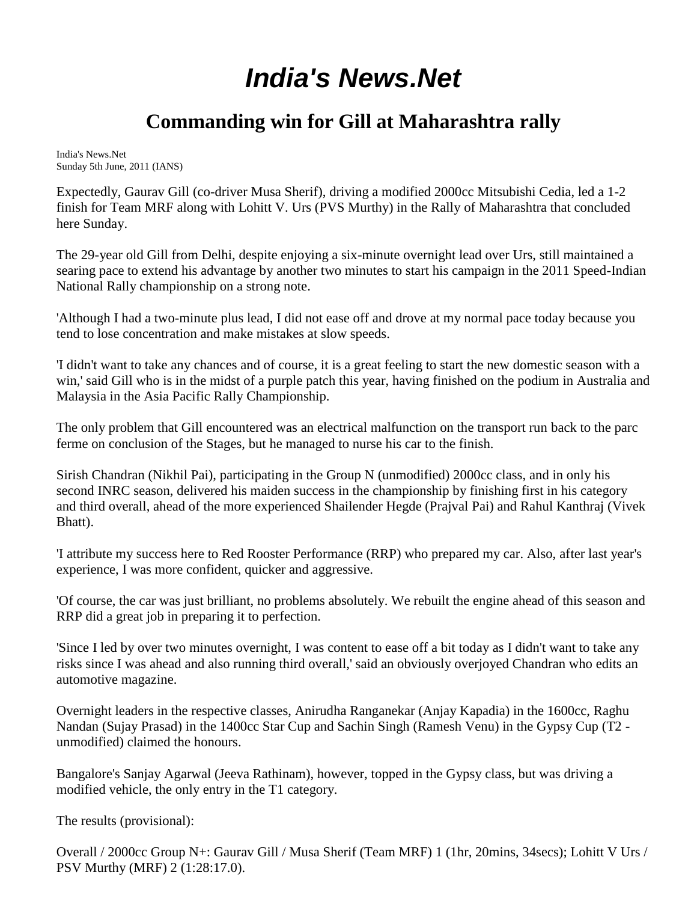# India's News.Net

## Commanding win for Gill at Maharashtra rally

India's News.Net
Sunday 5th June, 2011 (IANS)

Expectedly, Gaurav Gill (co-driver Musa Sherif), driving a modified 2000cc Mitsubishi Cedia, led a 1-2 finish for Team MRF along with Lohitt V. Urs (PVS Murthy) in the Rally of Maharashtra that concluded here Sunday.

The 29-year old Gill from Delhi, despite enjoying a six-minute overnight lead over Urs, still maintained a searing pace to extend his advantage by another two minutes to start his campaign in the 2011 Speed-Indian National Rally championship on a strong note.

'Although I had a two-minute plus lead, I did not ease off and drove at my normal pace today because you tend to lose concentration and make mistakes at slow speeds.

'I didn't want to take any chances and of course, it is a great feeling to start the new domestic season with a win,' said Gill who is in the midst of a purple patch this year, having finished on the podium in Australia and Malaysia in the Asia Pacific Rally Championship.

The only problem that Gill encountered was an electrical malfunction on the transport run back to the parc ferme on conclusion of the Stages, but he managed to nurse his car to the finish.

Sirish Chandran (Nikhil Pai), participating in the Group N (unmodified) 2000cc class, and in only his second INRC season, delivered his maiden success in the championship by finishing first in his category and third overall, ahead of the more experienced Shailender Hegde (Prajval Pai) and Rahul Kanthraj (Vivek Bhatt).

'I attribute my success here to Red Rooster Performance (RRP) who prepared my car. Also, after last year's experience, I was more confident, quicker and aggressive.

'Of course, the car was just brilliant, no problems absolutely. We rebuilt the engine ahead of this season and RRP did a great job in preparing it to perfection.

'Since I led by over two minutes overnight, I was content to ease off a bit today as I didn't want to take any risks since I was ahead and also running third overall,' said an obviously overjoyed Chandran who edits an automotive magazine.

Overnight leaders in the respective classes, Anirudha Ranganekar (Anjay Kapadia) in the 1600cc, Raghu Nandan (Sujay Prasad) in the 1400cc Star Cup and Sachin Singh (Ramesh Venu) in the Gypsy Cup (T2 - unmodified) claimed the honours.

Bangalore's Sanjay Agarwal (Jeeva Rathinam), however, topped in the Gypsy class, but was driving a modified vehicle, the only entry in the T1 category.

The results (provisional):

Overall / 2000cc Group N+: Gaurav Gill / Musa Sherif (Team MRF) 1 (1hr, 20mins, 34secs); Lohitt V Urs / PSV Murthy (MRF) 2 (1:28:17.0).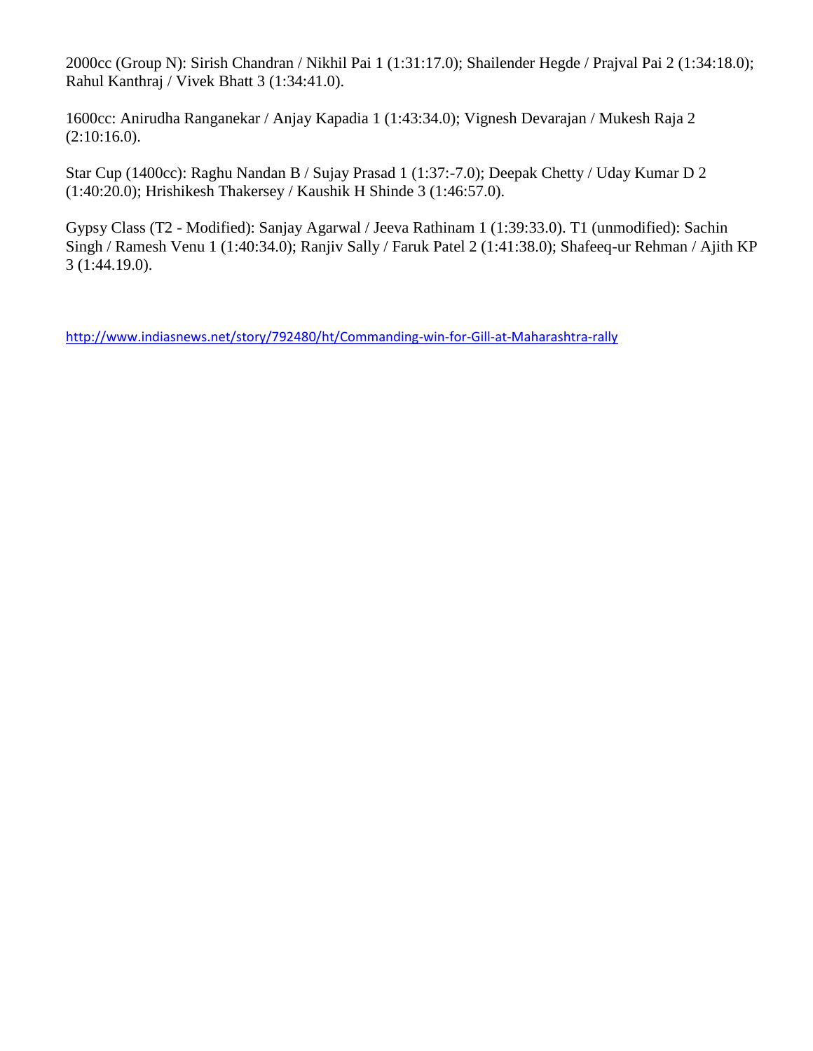2000cc (Group N): Sirish Chandran / Nikhil Pai 1 (1:31:17.0); Shailender Hegde / Prajval Pai 2 (1:34:18.0); Rahul Kanthraj / Vivek Bhatt 3 (1:34:41.0).

1600cc: Anirudha Ranganekar / Anjay Kapadia 1 (1:43:34.0); Vignesh Devarajan / Mukesh Raja 2 (2:10:16.0).

Star Cup (1400cc): Raghu Nandan B / Sujay Prasad 1 (1:37:-7.0); Deepak Chetty / Uday Kumar D 2 (1:40:20.0); Hrishikesh Thakersey / Kaushik H Shinde 3 (1:46:57.0).

Gypsy Class (T2 - Modified): Sanjay Agarwal / Jeeva Rathinam 1 (1:39:33.0). T1 (unmodified): Sachin Singh / Ramesh Venu 1 (1:40:34.0); Ranjiv Sally / Faruk Patel 2 (1:41:38.0); Shafeeq-ur Rehman / Ajith KP 3 (1:44.19.0).

http://www.indiasnews.net/story/792480/ht/Commanding-win-for-Gill-at-Maharashtra-rally